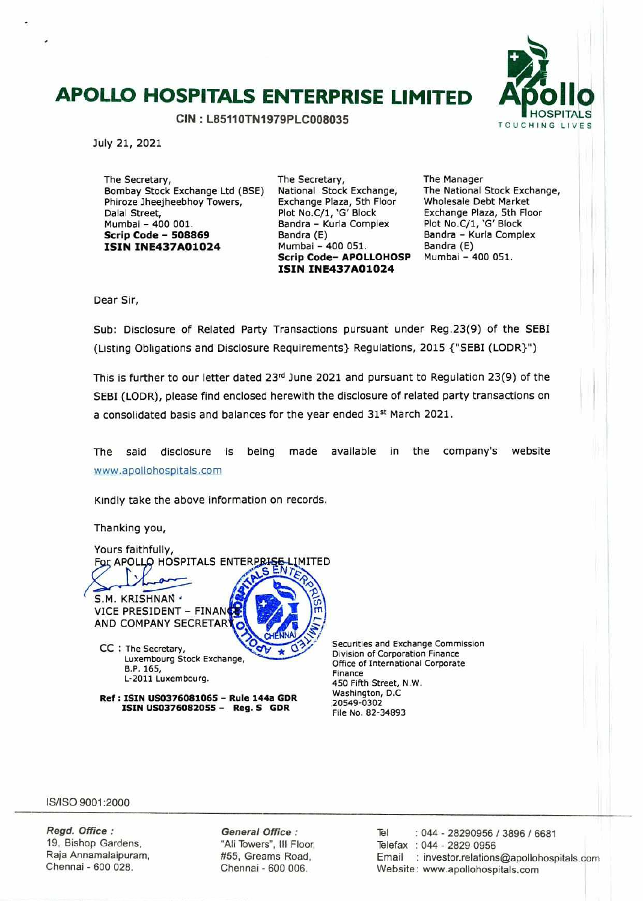# APOLLO HOSPITALS ENTERPRISE LIMITED

**CIN : L85110TN1979PLC008035**

July 21, 2021

The Secretary,
Bombay Stock Exchange Ltd (BSE)
Phiroze Jheejheebhoy Towers,
Dalal Street,
Mumbai – 400 001.
**Scrip Code – 508869**
**ISIN INE437A01024**

The Secretary,
National Stock Exchange,
Exchange Plaza, 5th Floor
Plot No.C/1, 'G' Block
Bandra – Kurla Complex
Bandra (E)
Mumbai – 400 051.
**Scrip Code– APOLLOHOSP**
**ISIN INE437A01024**

The Manager
The National Stock Exchange,
Wholesale Debt Market
Exchange Plaza, 5th Floor
Plot No.C/1, 'G' Block
Bandra – Kurla Complex
Bandra (E)
Mumbai – 400 051.

Dear Sir,

Sub: Disclosure of Related Party Transactions pursuant under Reg.23(9) of the SEBI (Listing Obligations and Disclosure Requirements} Regulations, 2015 {"SEBI (LODR}")

This is further to our letter dated 23rd June 2021 and pursuant to Regulation 23(9) of the SEBI (LODR), please find enclosed herewith the disclosure of related party transactions on a consolidated basis and balances for the year ended 31st March 2021.

The said disclosure is being made available in the company's website www.apollohospitals.com

Kindly take the above information on records.

Thanking you,

Yours faithfully,
For APOLLO HOSPITALS ENTERPRISE LIMITED

S.M. KRISHNAN
VICE PRESIDENT – FINANCE
AND COMPANY SECRETARY

CC : The Secretary,
Luxembourg Stock Exchange,
B.P. 165,
L-2011 Luxembourg.

**Ref : ISIN US0376081065 – Rule 144a GDR**
**ISIN US0376082055 – Reg. S GDR**

Securities and Exchange Commission
Division of Corporation Finance
Office of International Corporate Finance
450 Fifth Street, N.W.
Washington, D.C
20549-0302
File No. 82-34893

IS/ISO 9001:2000

*Regd. Office :*
19, Bishop Gardens,
Raja Annamalaipuram,
Chennai - 600 028.

*General Office :*
"Ali Towers", III Floor,
#55, Greams Road,
Chennai - 600 006.

Tel : 044 - 28290956 / 3896 / 6681
Telefax : 044 - 2829 0956
Email : investor.relations@apollohospitals.com
Website : www.apollohospitals.com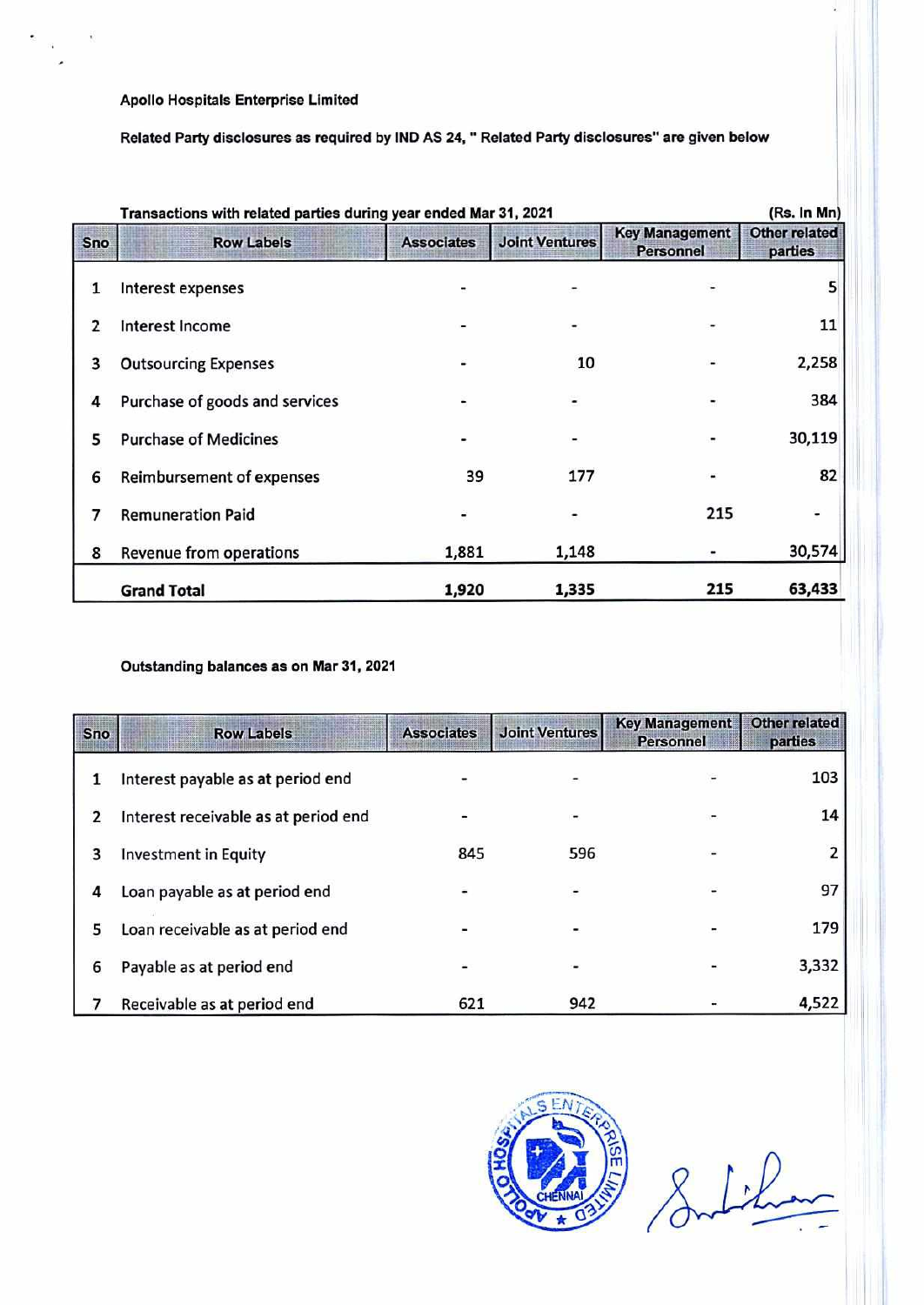**Apollo Hospitals Enterprise Limited**

**Related Party disclosures as required by IND AS 24, " Related Party disclosures" are given below**

**Transactions with related parties during year ended Mar 31, 2021** (Rs. In Mn)

| Sno | Row Labels | Associates | Joint Ventures | Key Management Personnel | Other related parties |
|---|---|---|---|---|---|
| 1 | Interest expenses | - | - | - | 5 |
| 2 | Interest Income | - | - | - | 11 |
| 3 | Outsourcing Expenses | - | 10 | - | 2,258 |
| 4 | Purchase of goods and services | - | - | - | 384 |
| 5 | Purchase of Medicines | - | - | - | 30,119 |
| 6 | Reimbursement of expenses | 39 | 177 | - | 82 |
| 7 | Remuneration Paid | - | - | 215 | - |
| 8 | Revenue from operations | 1,881 | 1,148 | - | 30,574 |
| | **Grand Total** | **1,920** | **1,335** | **215** | **63,433** |

**Outstanding balances as on Mar 31, 2021**

| Sno | Row Labels | Associates | Joint Ventures | Key Management Personnel | Other related parties |
|---|---|---|---|---|---|
| 1 | Interest payable as at period end | - | - | - | 103 |
| 2 | Interest receivable as at period end | - | - | - | 14 |
| 3 | Investment in Equity | 845 | 596 | - | 2 |
| 4 | Loan payable as at period end | - | - | - | 97 |
| 5 | Loan receivable as at period end | - | - | - | 179 |
| 6 | Payable as at period end | - | - | - | 3,332 |
| 7 | Receivable as at period end | 621 | 942 | - | 4,522 |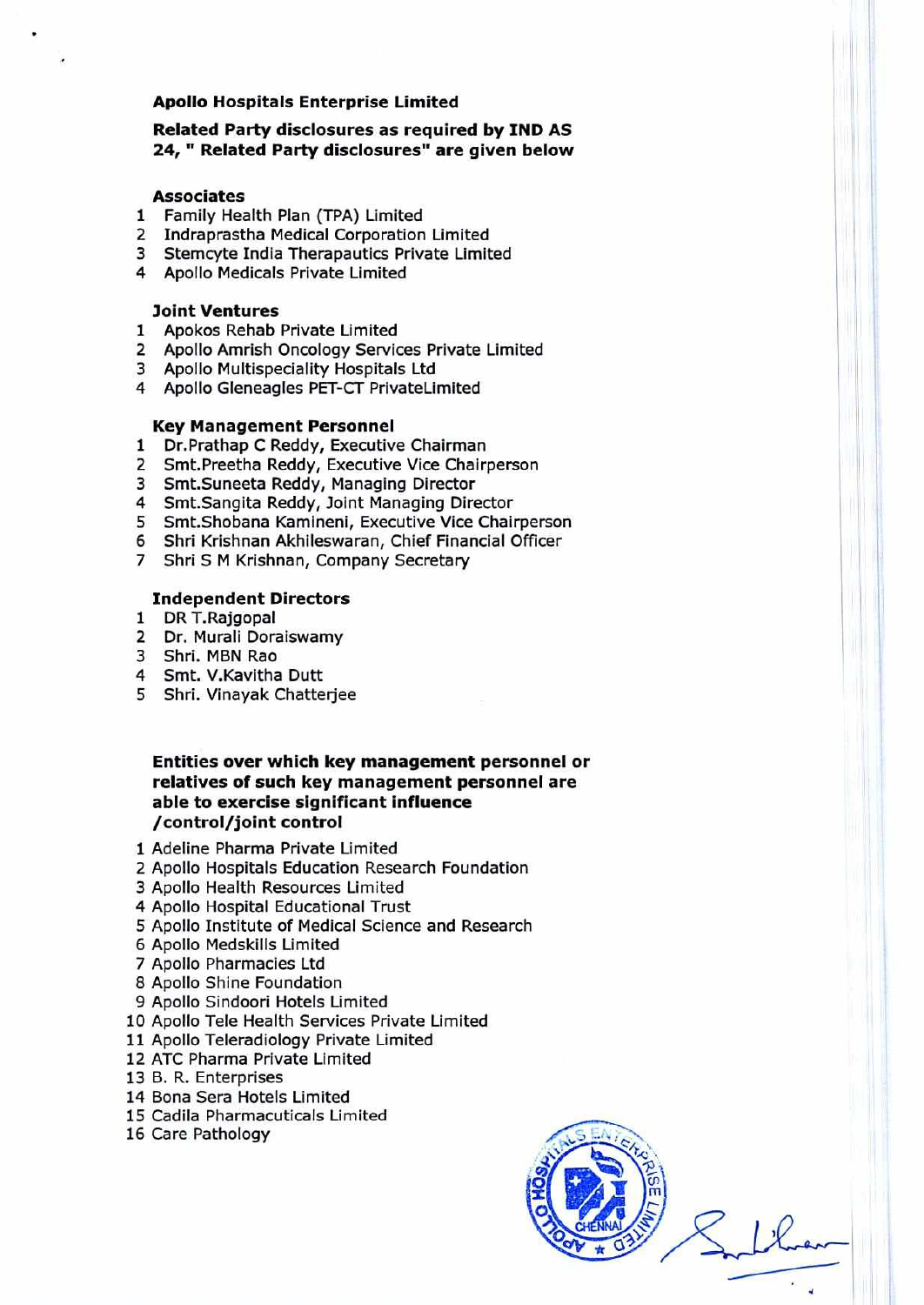**Apollo Hospitals Enterprise Limited**

**Related Party disclosures as required by IND AS 24, " Related Party disclosures" are given below**

**Associates**

1. Family Health Plan (TPA) Limited
2. Indraprastha Medical Corporation Limited
3. Stemcyte India Therapautics Private Limited
4. Apollo Medicals Private Limited

**Joint Ventures**

1. Apokos Rehab Private Limited
2. Apollo Amrish Oncology Services Private Limited
3. Apollo Multispeciality Hospitals Ltd
4. Apollo Gleneagles PET-CT PrivateLimited

**Key Management Personnel**

1. Dr.Prathap C Reddy, Executive Chairman
2. Smt.Preetha Reddy, Executive Vice Chairperson
3. Smt.Suneeta Reddy, Managing Director
4. Smt.Sangita Reddy, Joint Managing Director
5. Smt.Shobana Kamineni, Executive Vice Chairperson
6. Shri Krishnan Akhileswaran, Chief Financial Officer
7. Shri S M Krishnan, Company Secretary

**Independent Directors**

1. DR T.Rajgopal
2. Dr. Murali Doraiswamy
3. Shri. MBN Rao
4. Smt. V.Kavitha Dutt
5. Shri. Vinayak Chatterjee

**Entities over which key management personnel or relatives of such key management personnel are able to exercise significant influence /control/joint control**

1. Adeline Pharma Private Limited
2. Apollo Hospitals Education Research Foundation
3. Apollo Health Resources Limited
4. Apollo Hospital Educational Trust
5. Apollo Institute of Medical Science and Research
6. Apollo Medskills Limited
7. Apollo Pharmacies Ltd
8. Apollo Shine Foundation
9. Apollo Sindoori Hotels Limited
10. Apollo Tele Health Services Private Limited
11. Apollo Teleradiology Private Limited
12. ATC Pharma Private Limited
13. B. R. Enterprises
14. Bona Sera Hotels Limited
15. Cadila Pharmacuticals Limited
16. Care Pathology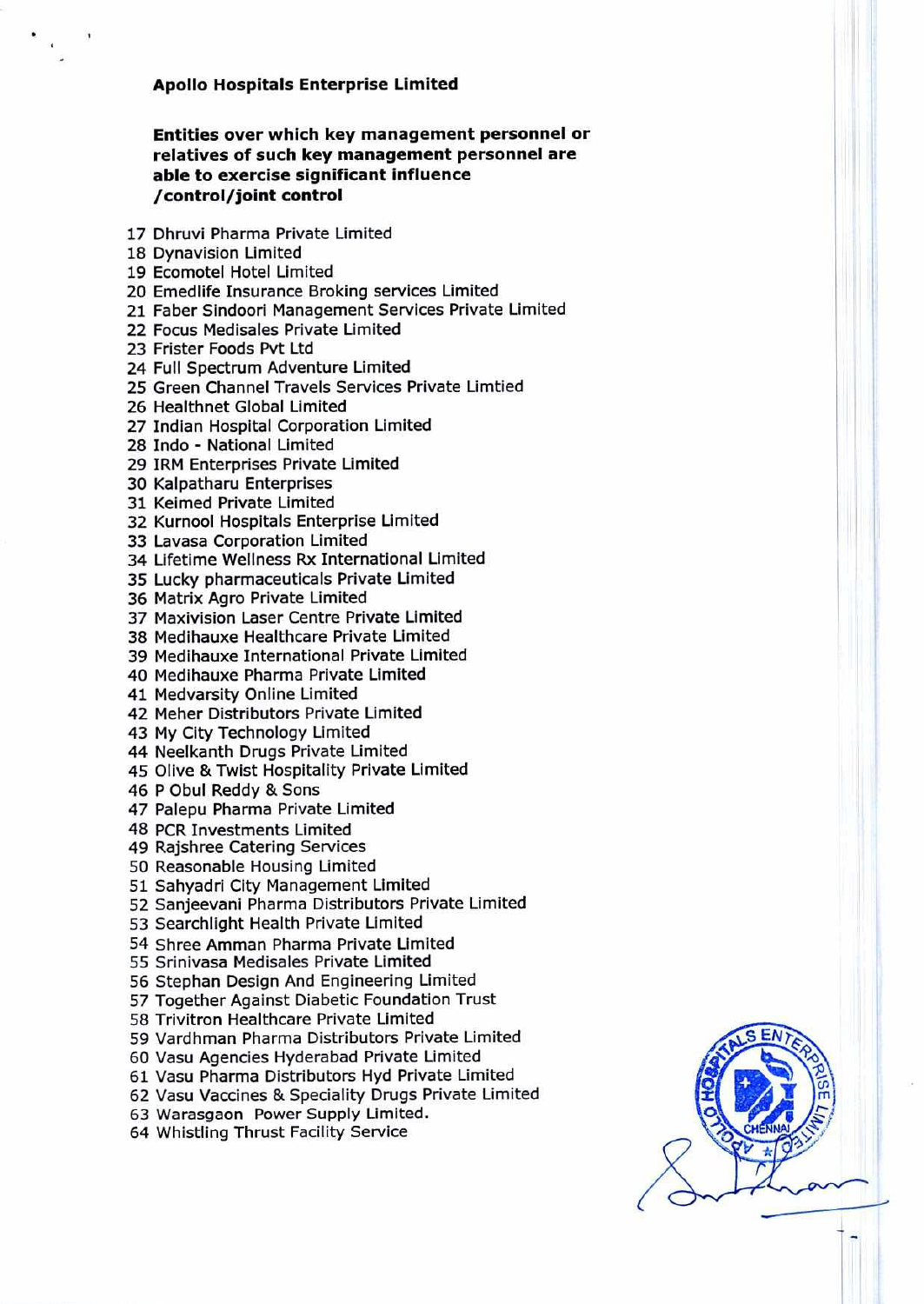**Apollo Hospitals Enterprise Limited**

**Entities over which key management personnel or relatives of such key management personnel are able to exercise significant influence /control/joint control**

17 Dhruvi Pharma Private Limited
18 Dynavision Limited
19 Ecomotel Hotel Limited
20 Emedlife Insurance Broking services Limited
21 Faber Sindoori Management Services Private Limited
22 Focus Medisales Private Limited
23 Frister Foods Pvt Ltd
24 Full Spectrum Adventure Limited
25 Green Channel Travels Services Private Limtied
26 Healthnet Global Limited
27 Indian Hospital Corporation Limited
28 Indo - National Limited
29 IRM Enterprises Private Limited
30 Kalpatharu Enterprises
31 Keimed Private Limited
32 Kurnool Hospitals Enterprise Limited
33 Lavasa Corporation Limited
34 Lifetime Wellness Rx International Limited
35 Lucky pharmaceuticals Private Limited
36 Matrix Agro Private Limited
37 Maxivision Laser Centre Private Limited
38 Medihauxe Healthcare Private Limited
39 Medihauxe International Private Limited
40 Medihauxe Pharma Private Limited
41 Medvarsity Online Limited
42 Meher Distributors Private Limited
43 My City Technology Limited
44 Neelkanth Drugs Private Limited
45 Olive & Twist Hospitality Private Limited
46 P Obul Reddy & Sons
47 Palepu Pharma Private Limited
48 PCR Investments Limited
49 Rajshree Catering Services
50 Reasonable Housing Limited
51 Sahyadri City Management Limited
52 Sanjeevani Pharma Distributors Private Limited
53 Searchlight Health Private Limited
54 Shree Amman Pharma Private Limited
55 Srinivasa Medisales Private Limited
56 Stephan Design And Engineering Limited
57 Together Against Diabetic Foundation Trust
58 Trivitron Healthcare Private Limited
59 Vardhman Pharma Distributors Private Limited
60 Vasu Agencies Hyderabad Private Limited
61 Vasu Pharma Distributors Hyd Private Limited
62 Vasu Vaccines & Speciality Drugs Private Limited
63 Warasgaon Power Supply Limited.
64 Whistling Thrust Facility Service